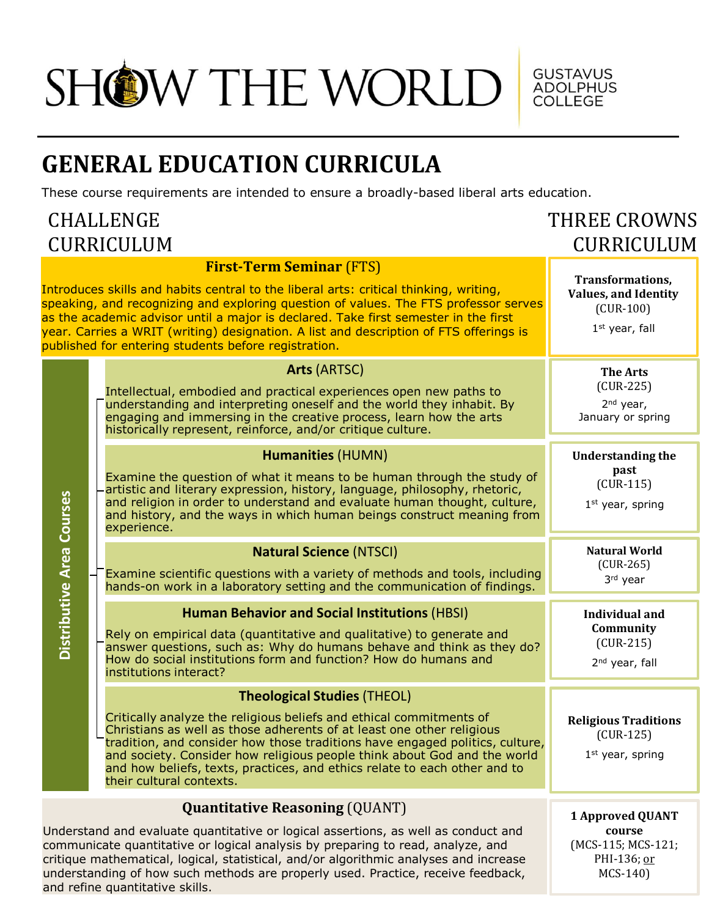SHOW THE WORLD — GUSTAVUS ADOLPHUS COLLEGE

# GENERAL EDUCATION CURRICULA

These course requirements are intended to ensure a broadly-based liberal arts education.

| CHALLENGE CURRICULUM | THREE CROWNS CURRICULUM |
|---|---|
| **First-Term Seminar** (FTS)<br>Introduces skills and habits central to the liberal arts: critical thinking, writing, speaking, and recognizing and exploring question of values. The FTS professor serves as the academic advisor until a major is declared. Take first semester in the first year. Carries a WRIT (writing) designation. A list and description of FTS offerings is published for entering students before registration. | **Transformations, Values, and Identity** (CUR-100)<br>1st year, fall |
| **Distributive Area Courses** | |
| **Arts** (ARTSC)<br>Intellectual, embodied and practical experiences open new paths to understanding and interpreting oneself and the world they inhabit. By engaging and immersing in the creative process, learn how the arts historically represent, reinforce, and/or critique culture. | **The Arts** (CUR-225)<br>2nd year, January or spring |
| **Humanities** (HUMN)<br>Examine the question of what it means to be human through the study of artistic and literary expression, history, language, philosophy, rhetoric, and religion in order to understand and evaluate human thought, culture, and history, and the ways in which human beings construct meaning from experience. | **Understanding the past** (CUR-115)<br>1st year, spring |
| **Natural Science** (NTSCI)<br>Examine scientific questions with a variety of methods and tools, including hands-on work in a laboratory setting and the communication of findings. | **Natural World** (CUR-265)<br>3rd year |
| **Human Behavior and Social Institutions** (HBSI)<br>Rely on empirical data (quantitative and qualitative) to generate and answer questions, such as: Why do humans behave and think as they do? How do social institutions form and function? How do humans and institutions interact? | **Individual and Community** (CUR-215)<br>2nd year, fall |
| **Theological Studies** (THEOL)<br>Critically analyze the religious beliefs and ethical commitments of Christians as well as those adherents of at least one other religious tradition, and consider how those traditions have engaged politics, culture, and society. Consider how religious people think about God and the world and how beliefs, texts, practices, and ethics relate to each other and to their cultural contexts. | **Religious Traditions** (CUR-125)<br>1st year, spring |
| **Quantitative Reasoning** (QUANT)<br>Understand and evaluate quantitative or logical assertions, as well as conduct and communicate quantitative or logical analysis by preparing to read, analyze, and critique mathematical, logical, statistical, and/or algorithmic analyses and increase understanding of how such methods are properly used. Practice, receive feedback, and refine quantitative skills. | **1 Approved QUANT course** (MCS-115; MCS-121; PHI-136; or MCS-140) |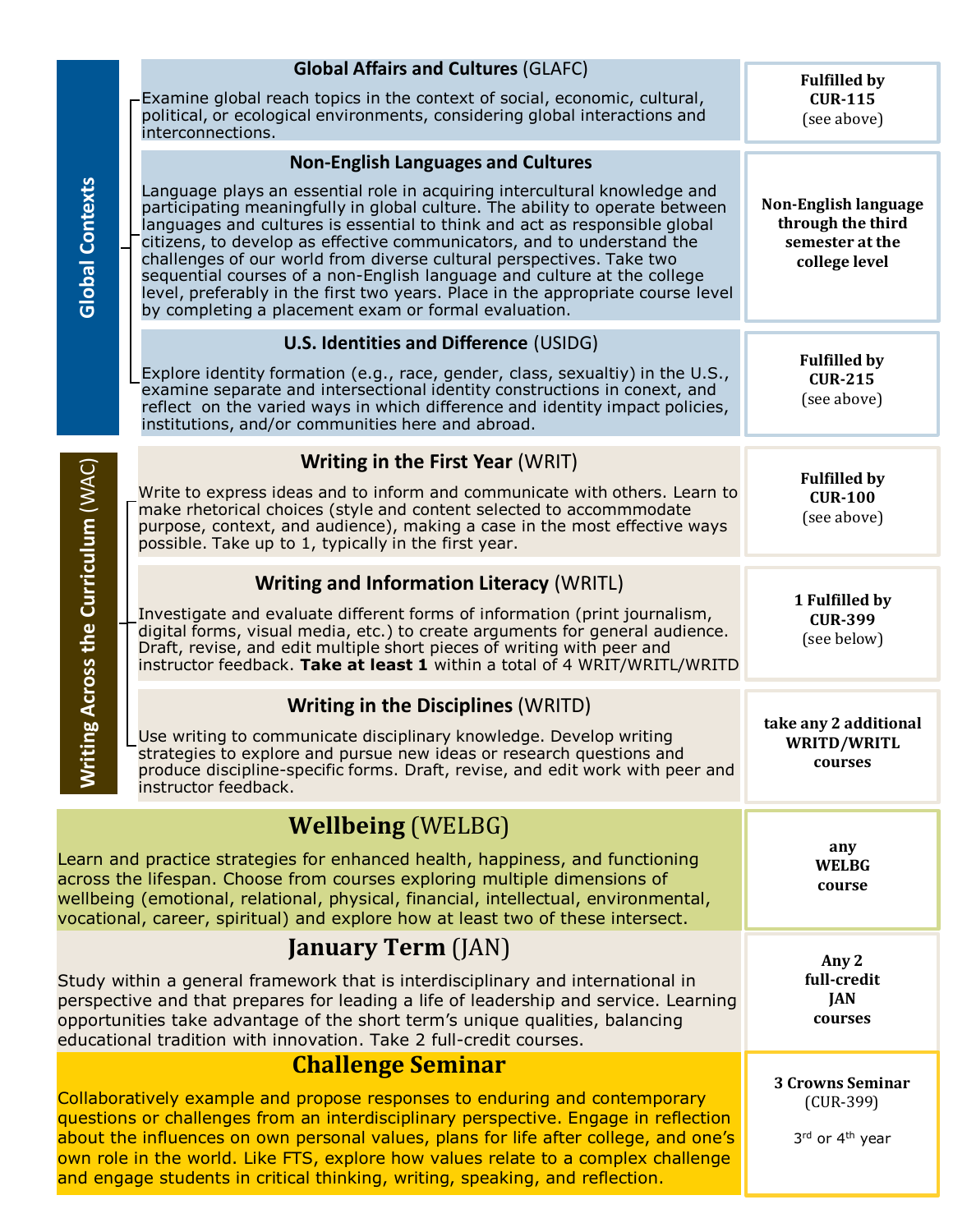## Global Contexts

| Requirement | Fulfillment |
| --- | --- |
| **Global Affairs and Cultures** (GLAFC)<br>Examine global reach topics in the context of social, economic, cultural, political, or ecological environments, considering global interactions and interconnections. | **Fulfilled by CUR-115** (see above) |
| **Non-English Languages and Cultures**<br>Language plays an essential role in acquiring intercultural knowledge and participating meaningfully in global culture. The ability to operate between languages and cultures is essential to think and act as responsible global citizens, to develop as effective communicators, and to understand the challenges of our world from diverse cultural perspectives. Take two sequential courses of a non-English language and culture at the college level, preferably in the first two years. Place in the appropriate course level by completing a placement exam or formal evaluation. | **Non-English language through the third semester at the college level** |
| **U.S. Identities and Difference** (USIDG)<br>Explore identity formation (e.g., race, gender, class, sexualtiy) in the U.S., examine separate and intersectional identity constructions in conext, and reflect on the varied ways in which difference and identity impact policies, institutions, and/or communities here and abroad. | **Fulfilled by CUR-215** (see above) |

## Writing Across the Curriculum (WAC)

| Requirement | Fulfillment |
| --- | --- |
| **Writing in the First Year** (WRIT)<br>Write to express ideas and to inform and communicate with others. Learn to make rhetorical choices (style and content selected to accommmodate purpose, context, and audience), making a case in the most effective ways possible. Take up to 1, typically in the first year. | **Fulfilled by CUR-100** (see above) |
| **Writing and Information Literacy** (WRITL)<br>Investigate and evaluate different forms of information (print journalism, digital forms, visual media, etc.) to create arguments for general audience. Draft, revise, and edit multiple short pieces of writing with peer and instructor feedback. **Take at least 1** within a total of 4 WRIT/WRITL/WRITD | **1 Fulfilled by CUR-399** (see below) |
| **Writing in the Disciplines** (WRITD)<br>Use writing to communicate disciplinary knowledge. Develop writing strategies to explore and pursue new ideas or research questions and produce discipline-specific forms. Draft, revise, and edit work with peer and instructor feedback. | **take any 2 additional WRITD/WRITL courses** |

## Wellbeing (WELBG)

Learn and practice strategies for enhanced health, happiness, and functioning across the lifespan. Choose from courses exploring multiple dimensions of wellbeing (emotional, relational, physical, financial, intellectual, environmental, vocational, career, spiritual) and explore how at least two of these intersect.

**any WELBG course**

## January Term (JAN)

Study within a general framework that is interdisciplinary and international in perspective and that prepares for leading a life of leadership and service. Learning opportunities take advantage of the short term's unique qualities, balancing educational tradition with innovation. Take 2 full-credit courses.

**Any 2 full-credit JAN courses**

## Challenge Seminar

Collaboratively example and propose responses to enduring and contemporary questions or challenges from an interdisciplinary perspective. Engage in reflection about the influences on own personal values, plans for life after college, and one's own role in the world. Like FTS, explore how values relate to a complex challenge and engage students in critical thinking, writing, speaking, and reflection.

**3 Crowns Seminar** (CUR-399)

3rd or 4th year